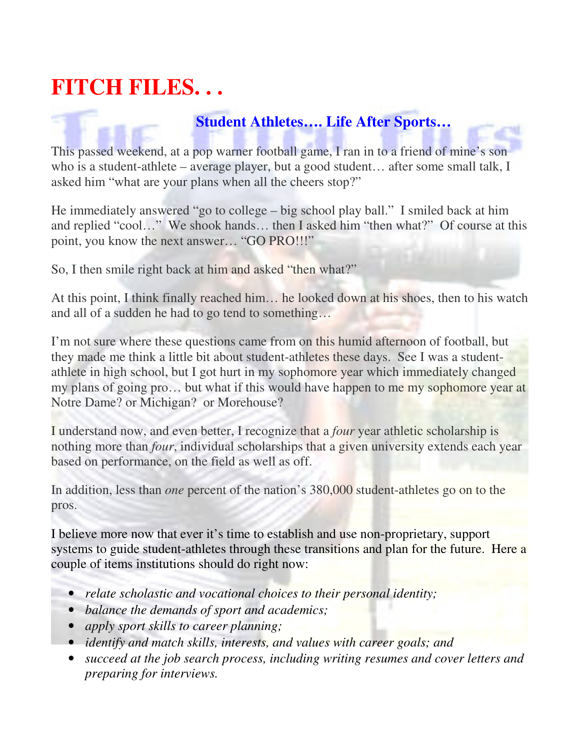# FITCH FILES. . .

## Student Athletes…. Life After Sports…

This passed weekend, at a pop warner football game, I ran in to a friend of mine's son who is a student-athlete – average player, but a good student… after some small talk, I asked him "what are your plans when all the cheers stop?"

He immediately answered "go to college – big school play ball." I smiled back at him and replied "cool…" We shook hands… then I asked him "then what?" Of course at this point, you know the next answer… "GO PRO!!!"

So, I then smile right back at him and asked "then what?"

At this point, I think finally reached him… he looked down at his shoes, then to his watch and all of a sudden he had to go tend to something…

I'm not sure where these questions came from on this humid afternoon of football, but they made me think a little bit about student-athletes these days. See I was a student-athlete in high school, but I got hurt in my sophomore year which immediately changed my plans of going pro… but what if this would have happen to me my sophomore year at Notre Dame? or Michigan? or Morehouse?

I understand now, and even better, I recognize that a *four* year athletic scholarship is nothing more than *four*, individual scholarships that a given university extends each year based on performance, on the field as well as off.

In addition, less than *one* percent of the nation's 380,000 student-athletes go on to the pros.

I believe more now that ever it's time to establish and use non-proprietary, support systems to guide student-athletes through these transitions and plan for the future. Here a couple of items institutions should do right now:

- *relate scholastic and vocational choices to their personal identity;*
- *balance the demands of sport and academics;*
- *apply sport skills to career planning;*
- *identify and match skills, interests, and values with career goals; and*
- *succeed at the job search process, including writing resumes and cover letters and preparing for interviews.*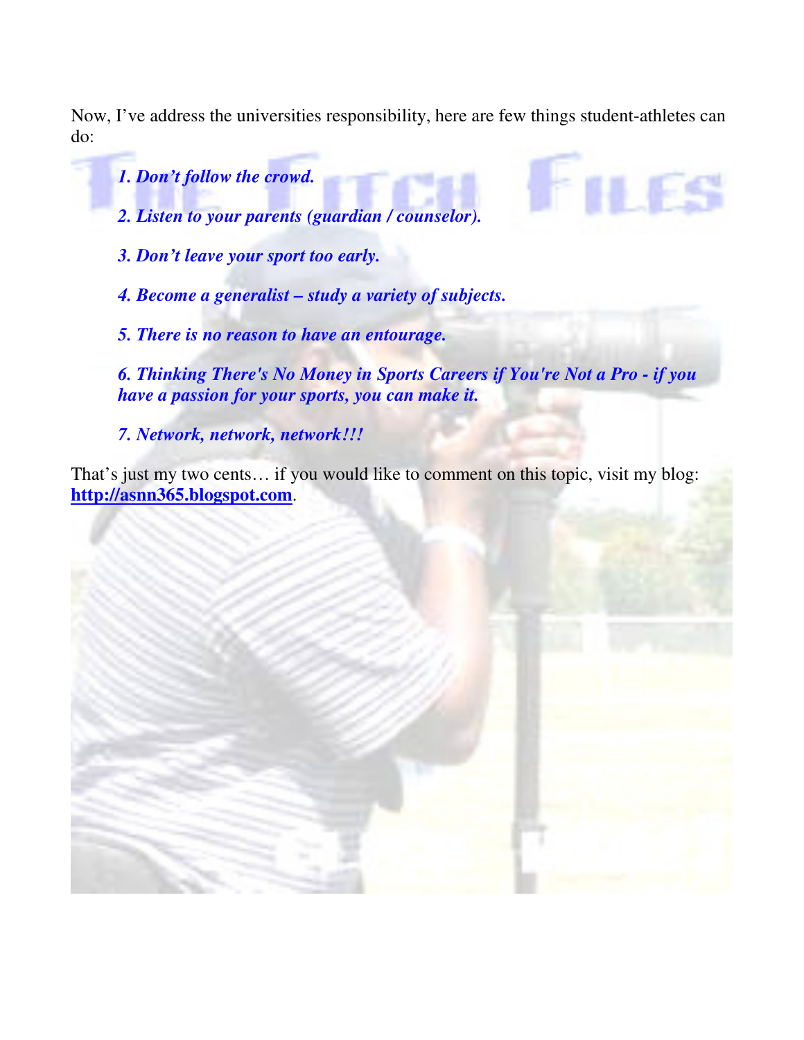Now, I've address the universities responsibility, here are few things student-athletes can do:

***1. Don't follow the crowd.***

***2. Listen to your parents (guardian / counselor).***

***3. Don't leave your sport too early.***

***4. Become a generalist – study a variety of subjects.***

***5. There is no reason to have an entourage.***

***6. Thinking There's No Money in Sports Careers if You're Not a Pro - if you have a passion for your sports, you can make it.***

***7. Network, network, network!!!***

That's just my two cents… if you would like to comment on this topic, visit my blog: **http://asnn365.blogspot.com**.